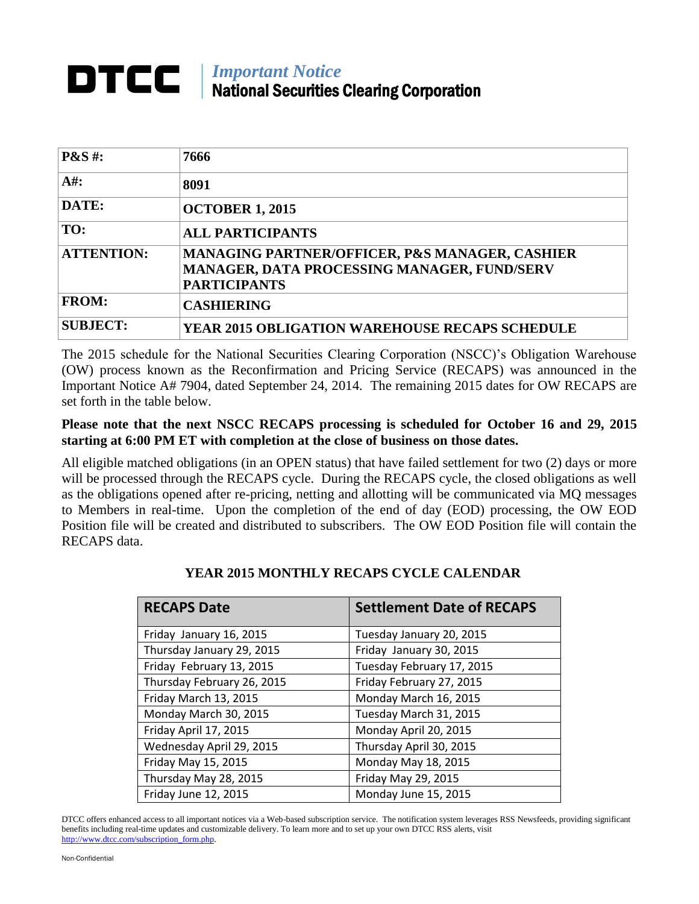# DTCC | *Important Notice*
## National Securities Clearing Corporation

| | |
|---|---|
| **P&S #:** | **7666** |
| **A#:** | **8091** |
| **DATE:** | **OCTOBER 1, 2015** |
| **TO:** | **ALL PARTICIPANTS** |
| **ATTENTION:** | **MANAGING PARTNER/OFFICER, P&S MANAGER, CASHIER MANAGER, DATA PROCESSING MANAGER, FUND/SERV PARTICIPANTS** |
| **FROM:** | **CASHIERING** |
| **SUBJECT:** | **YEAR 2015 OBLIGATION WAREHOUSE RECAPS SCHEDULE** |

The 2015 schedule for the National Securities Clearing Corporation (NSCC)'s Obligation Warehouse (OW) process known as the Reconfirmation and Pricing Service (RECAPS) was announced in the Important Notice A# 7904, dated September 24, 2014. The remaining 2015 dates for OW RECAPS are set forth in the table below.

**Please note that the next NSCC RECAPS processing is scheduled for October 16 and 29, 2015 starting at 6:00 PM ET with completion at the close of business on those dates.**

All eligible matched obligations (in an OPEN status) that have failed settlement for two (2) days or more will be processed through the RECAPS cycle. During the RECAPS cycle, the closed obligations as well as the obligations opened after re-pricing, netting and allotting will be communicated via MQ messages to Members in real-time. Upon the completion of the end of day (EOD) processing, the OW EOD Position file will be created and distributed to subscribers. The OW EOD Position file will contain the RECAPS data.

### YEAR 2015 MONTHLY RECAPS CYCLE CALENDAR

| RECAPS Date | Settlement Date of RECAPS |
|---|---|
| Friday January 16, 2015 | Tuesday January 20, 2015 |
| Thursday January 29, 2015 | Friday January 30, 2015 |
| Friday February 13, 2015 | Tuesday February 17, 2015 |
| Thursday February 26, 2015 | Friday February 27, 2015 |
| Friday March 13, 2015 | Monday March 16, 2015 |
| Monday March 30, 2015 | Tuesday March 31, 2015 |
| Friday April 17, 2015 | Monday April 20, 2015 |
| Wednesday April 29, 2015 | Thursday April 30, 2015 |
| Friday May 15, 2015 | Monday May 18, 2015 |
| Thursday May 28, 2015 | Friday May 29, 2015 |
| Friday June 12, 2015 | Monday June 15, 2015 |

DTCC offers enhanced access to all important notices via a Web-based subscription service. The notification system leverages RSS Newsfeeds, providing significant benefits including real-time updates and customizable delivery. To learn more and to set up your own DTCC RSS alerts, visit http://www.dtcc.com/subscription_form.php.

Non-Confidential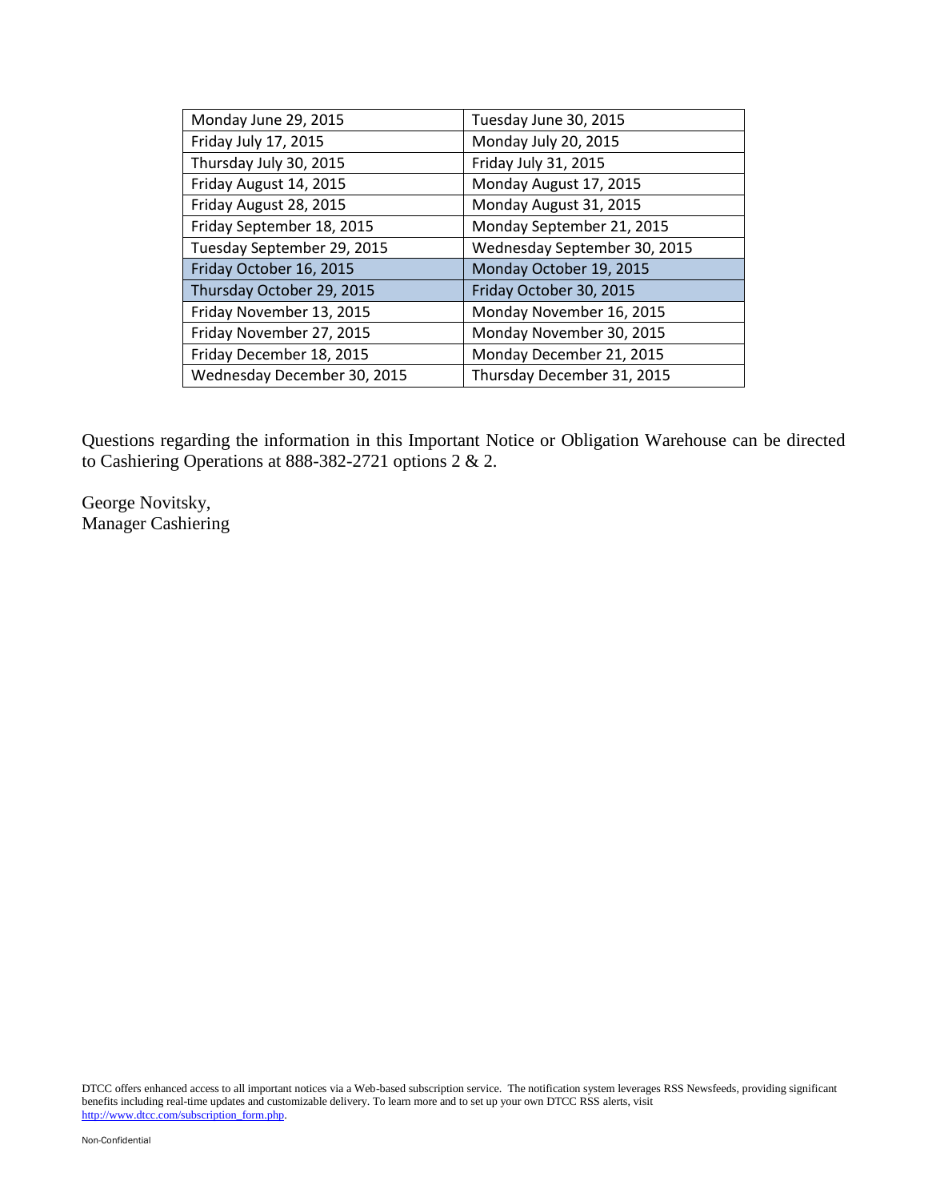| | |
|---|---|
| Monday June 29, 2015 | Tuesday June 30, 2015 |
| Friday July 17, 2015 | Monday July 20, 2015 |
| Thursday July 30, 2015 | Friday July 31, 2015 |
| Friday August 14, 2015 | Monday August 17, 2015 |
| Friday August 28, 2015 | Monday August 31, 2015 |
| Friday September 18, 2015 | Monday September 21, 2015 |
| Tuesday September 29, 2015 | Wednesday September 30, 2015 |
| Friday October 16, 2015 | Monday October 19, 2015 |
| Thursday October 29, 2015 | Friday October 30, 2015 |
| Friday November 13, 2015 | Monday November 16, 2015 |
| Friday November 27, 2015 | Monday November 30, 2015 |
| Friday December 18, 2015 | Monday December 21, 2015 |
| Wednesday December 30, 2015 | Thursday December 31, 2015 |

Questions regarding the information in this Important Notice or Obligation Warehouse can be directed to Cashiering Operations at 888-382-2721 options 2 & 2.

George Novitsky,
Manager Cashiering

DTCC offers enhanced access to all important notices via a Web-based subscription service. The notification system leverages RSS Newsfeeds, providing significant benefits including real-time updates and customizable delivery. To learn more and to set up your own DTCC RSS alerts, visit http://www.dtcc.com/subscription_form.php.

Non-Confidential